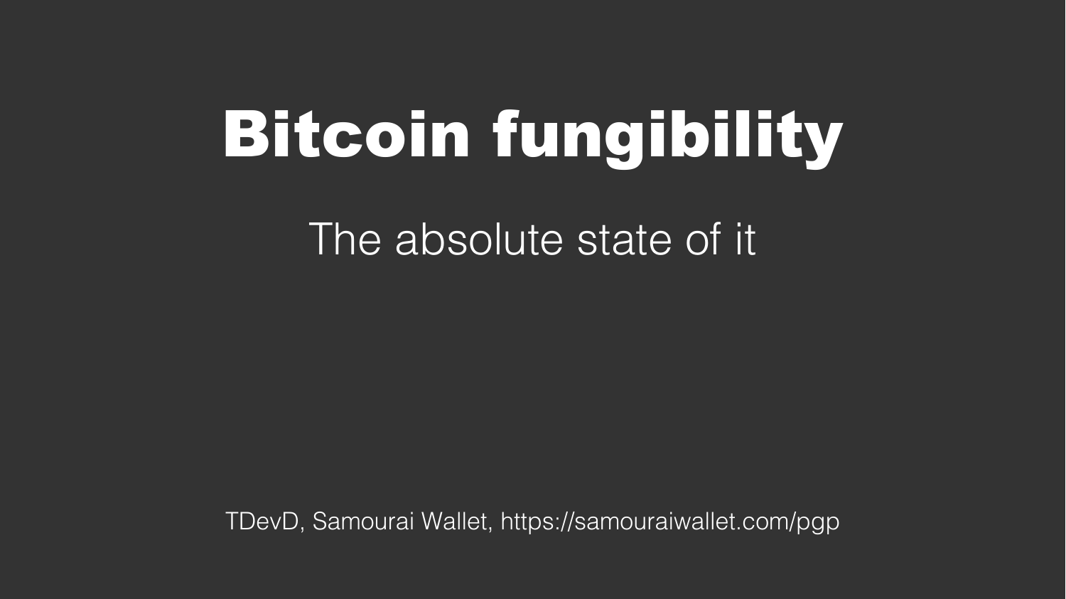# Bitcoin fungibility

The absolute state of it

TDevD, Samourai Wallet, https://samouraiwallet.com/pgp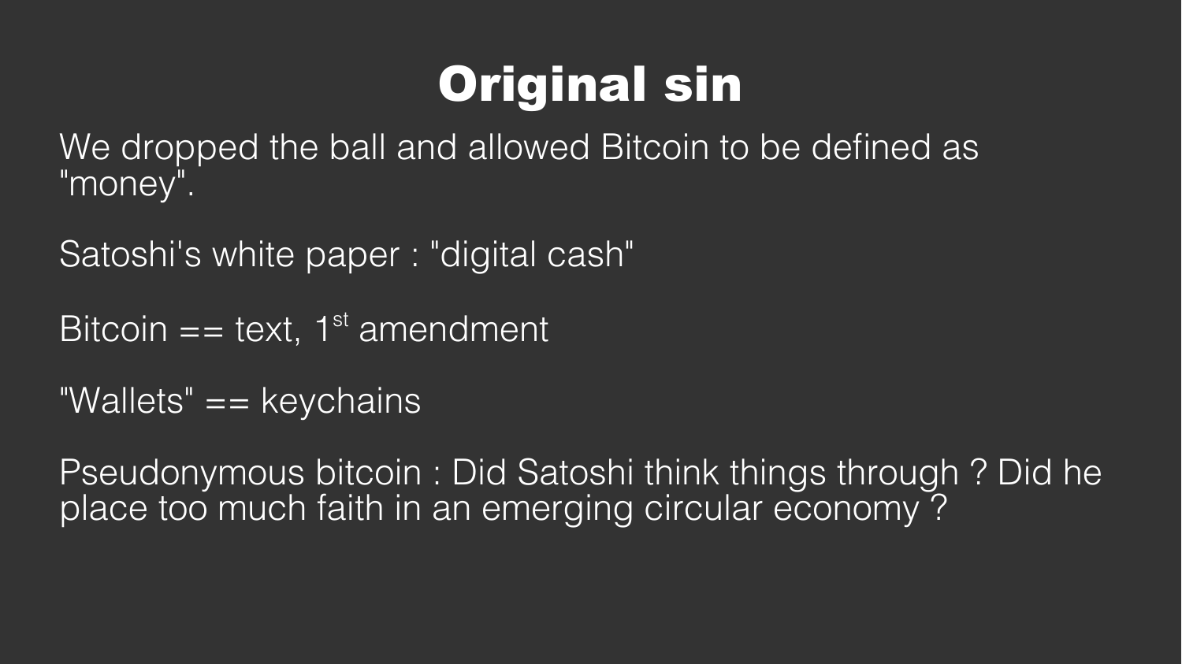# Original sin

We dropped the ball and allowed Bitcoin to be defined as "money".

Satoshi's white paper : "digital cash"

Bitcoin == text, $1^{st}$ amendment

"Wallets" == keychains

Pseudonymous bitcoin : Did Satoshi think things through ? Did he place too much faith in an emerging circular economy ?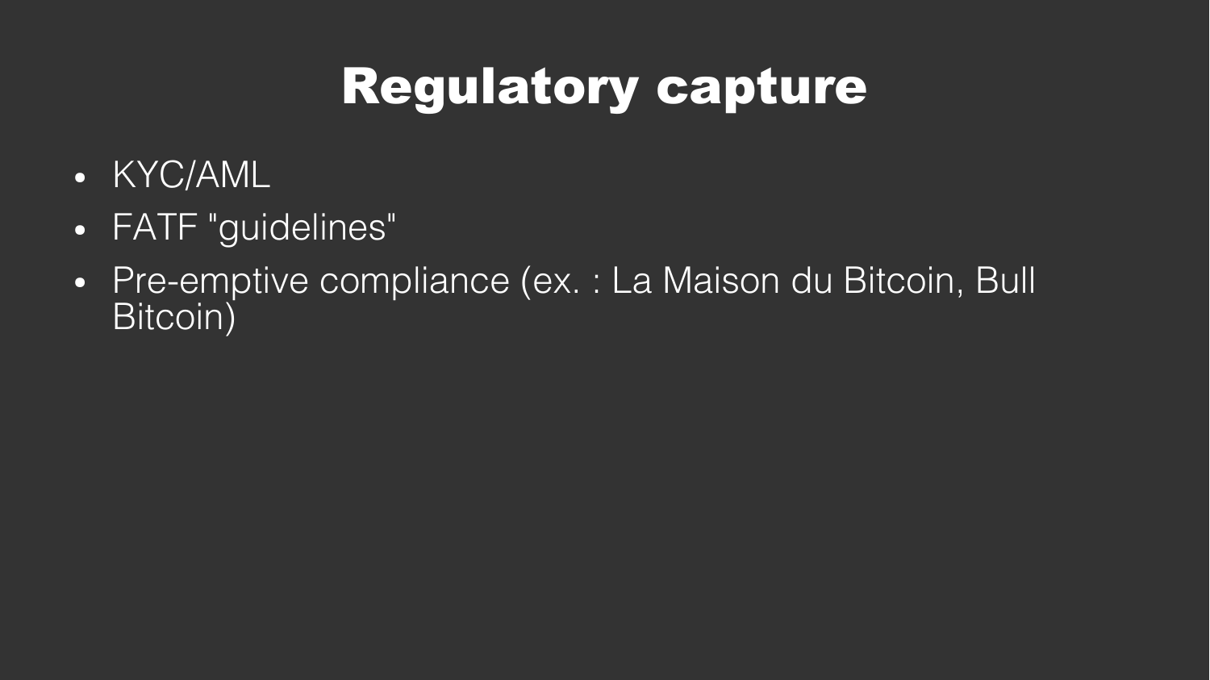# Regulatory capture

- KYC/AML
- FATF "guidelines"
- Pre-emptive compliance (ex. : La Maison du Bitcoin, Bull Bitcoin)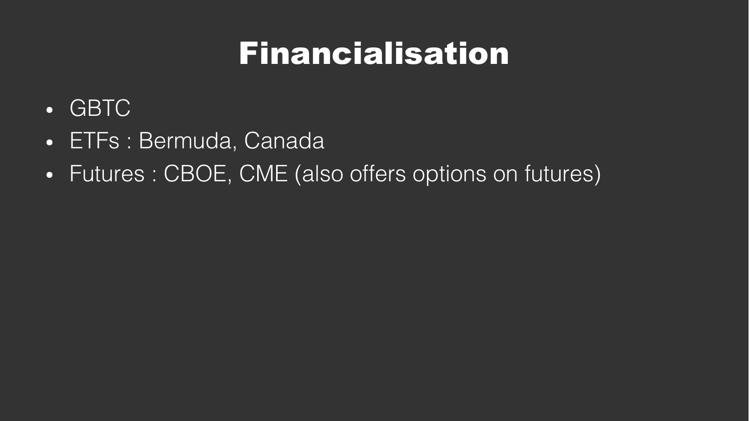# Financialisation

- GBTC
- ETFs : Bermuda, Canada
- Futures : CBOE, CME (also offers options on futures)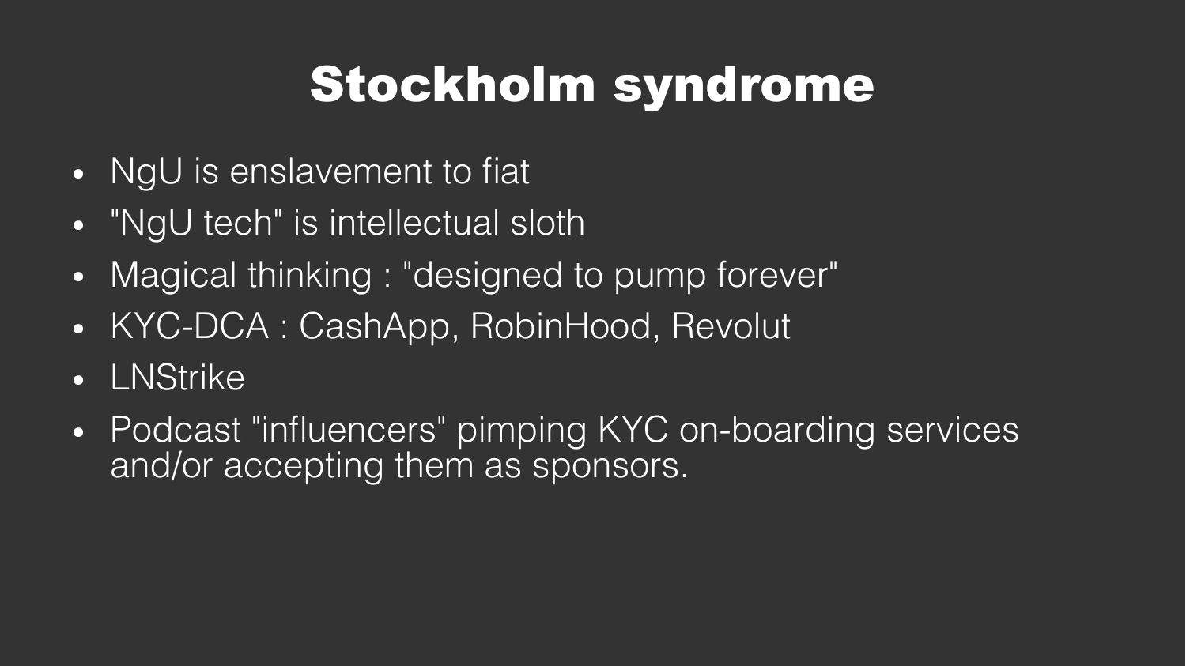# Stockholm syndrome

- NgU is enslavement to fiat
- "NgU tech" is intellectual sloth
- Magical thinking : "designed to pump forever"
- KYC-DCA : CashApp, RobinHood, Revolut
- LNStrike
- Podcast "influencers" pimping KYC on-boarding services and/or accepting them as sponsors.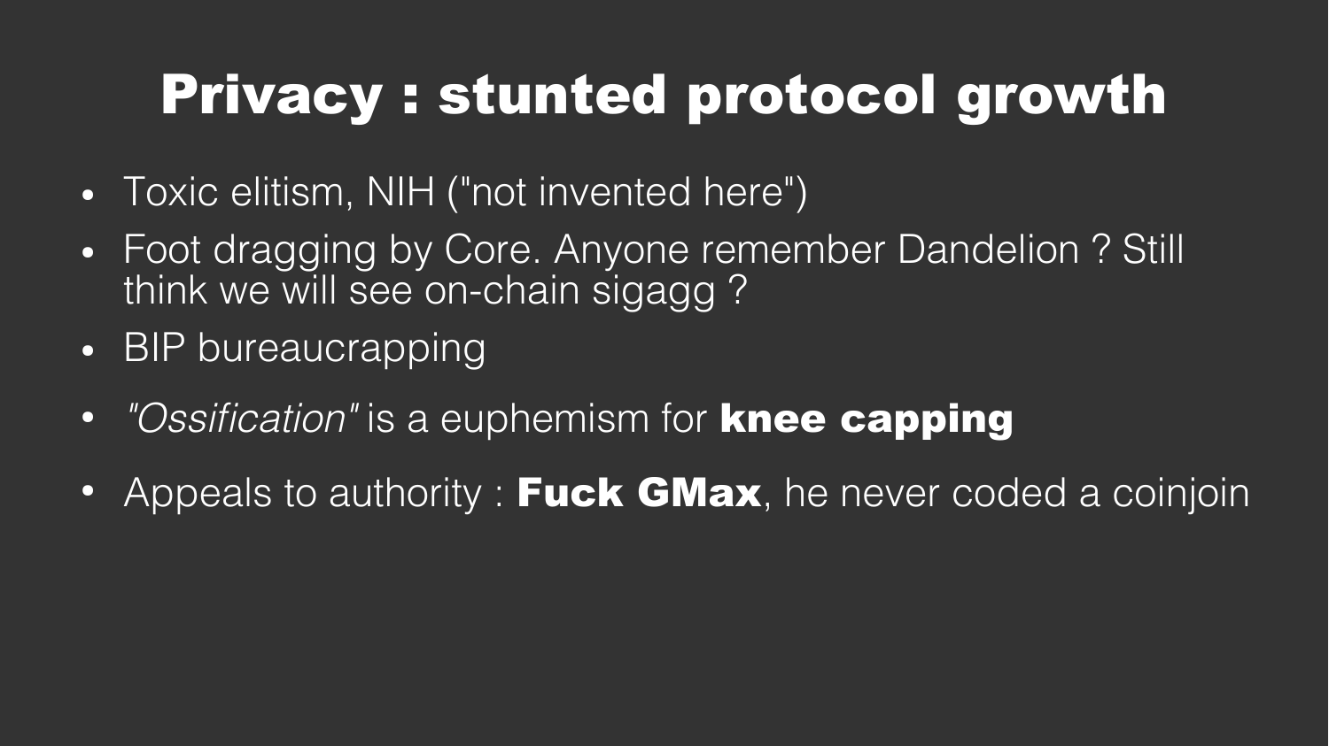# Privacy : stunted protocol growth

- Toxic elitism, NIH ("not invented here")
- Foot dragging by Core. Anyone remember Dandelion ? Still think we will see on-chain sigagg ?
- BIP bureaucrapping
- *"Ossification"* is a euphemism for **knee capping**
- Appeals to authority : **Fuck GMax**, he never coded a coinjoin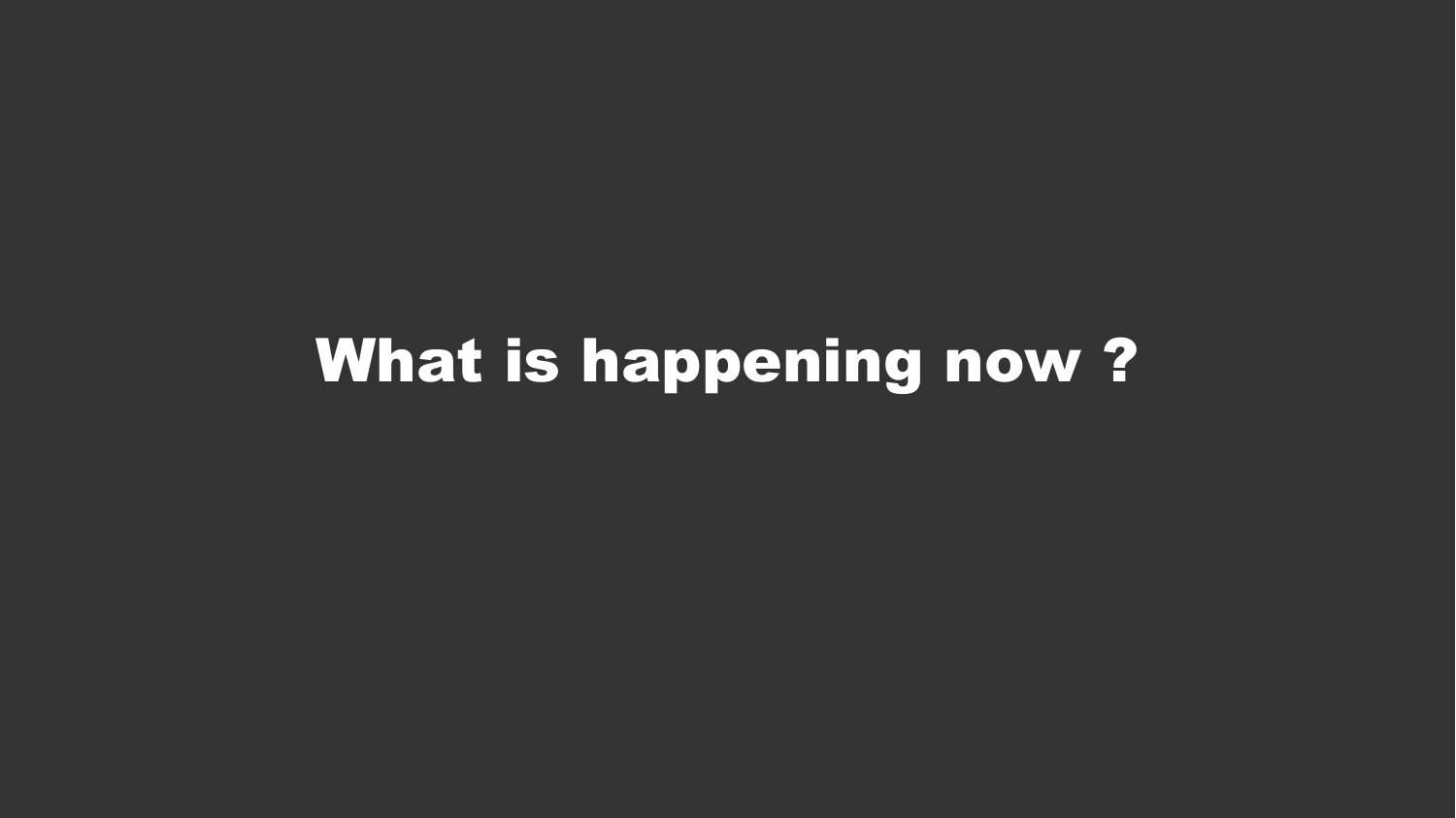# What is happening now ?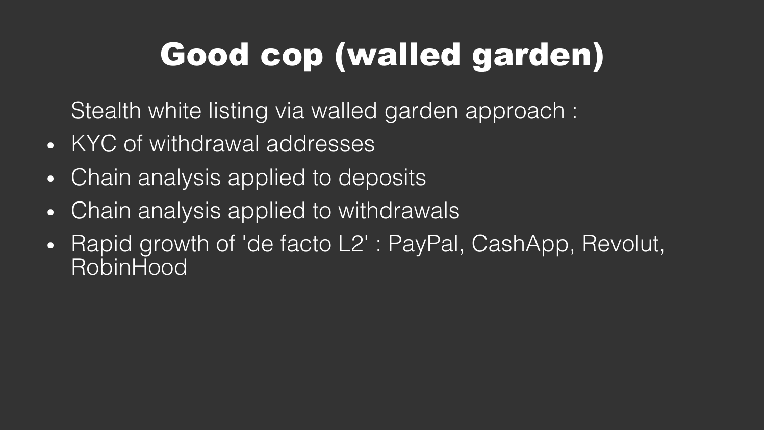# Good cop (walled garden)

Stealth white listing via walled garden approach :

- KYC of withdrawal addresses
- Chain analysis applied to deposits
- Chain analysis applied to withdrawals
- Rapid growth of 'de facto L2' : PayPal, CashApp, Revolut, RobinHood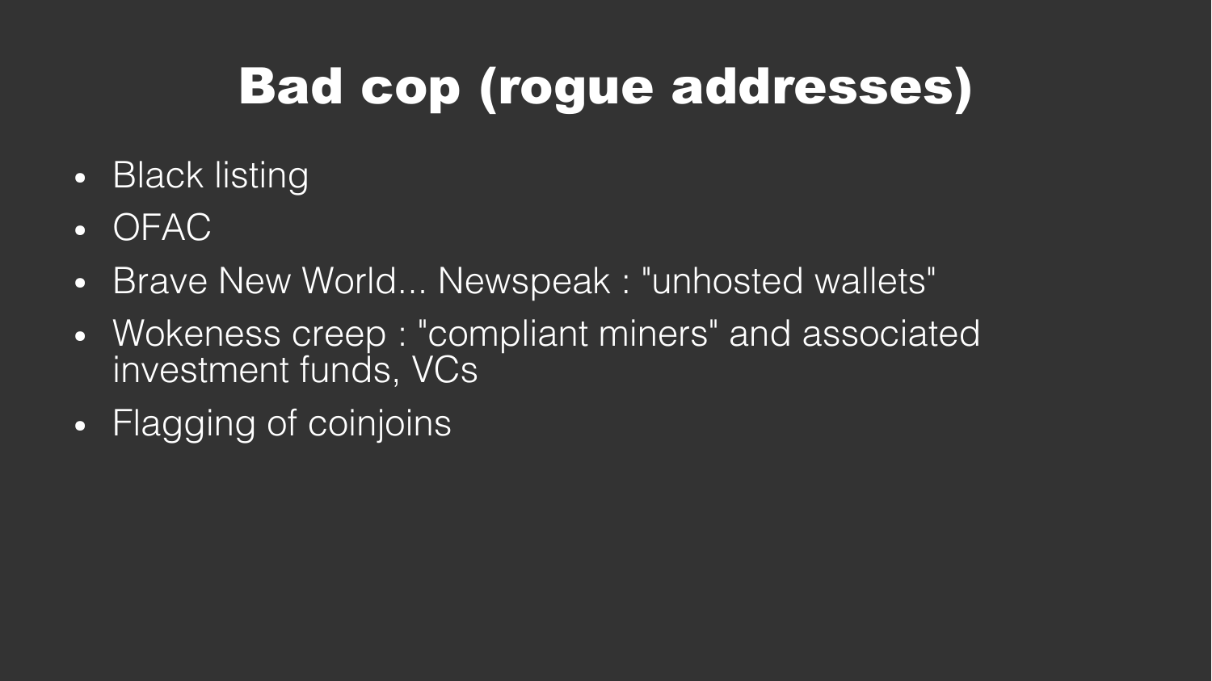# Bad cop (rogue addresses)

- Black listing
- OFAC
- Brave New World... Newspeak : "unhosted wallets"
- Wokeness creep : "compliant miners" and associated investment funds, VCs
- Flagging of coinjoins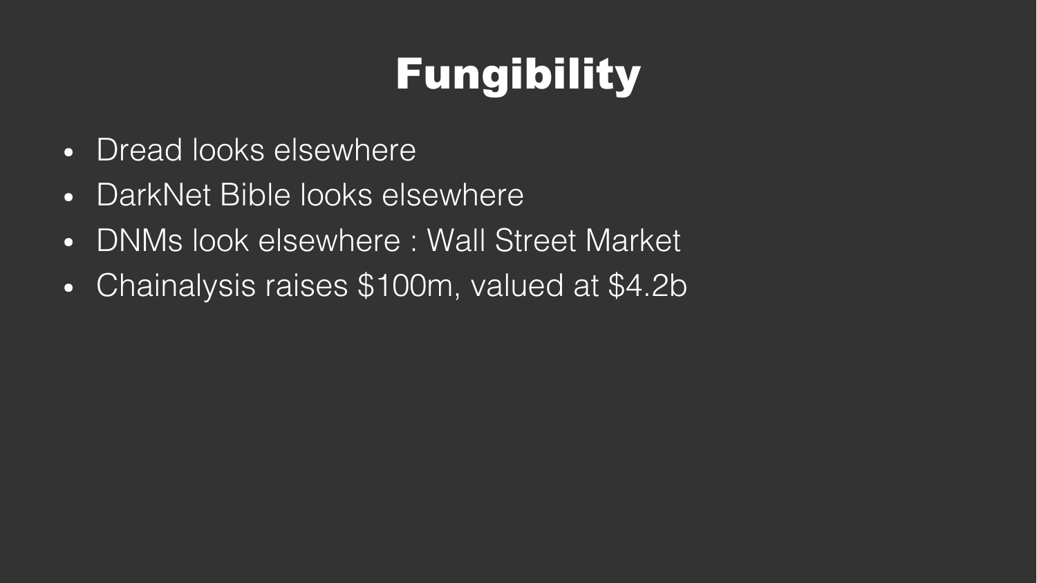# Fungibility

- Dread looks elsewhere
- DarkNet Bible looks elsewhere
- DNMs look elsewhere : Wall Street Market
- Chainalysis raises $100m, valued at $4.2b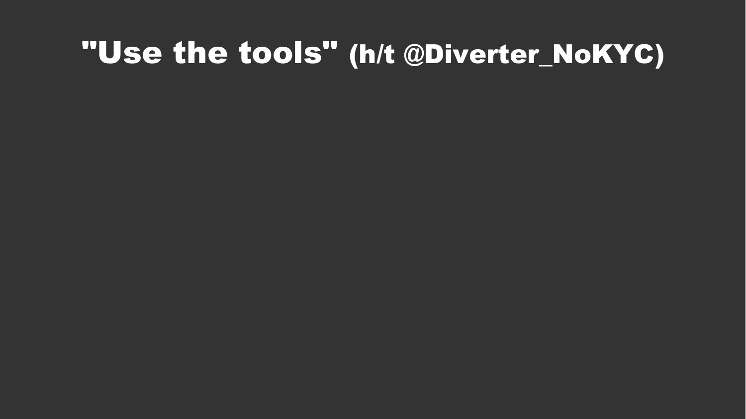# "Use the tools" (h/t @Diverter_NoKYC)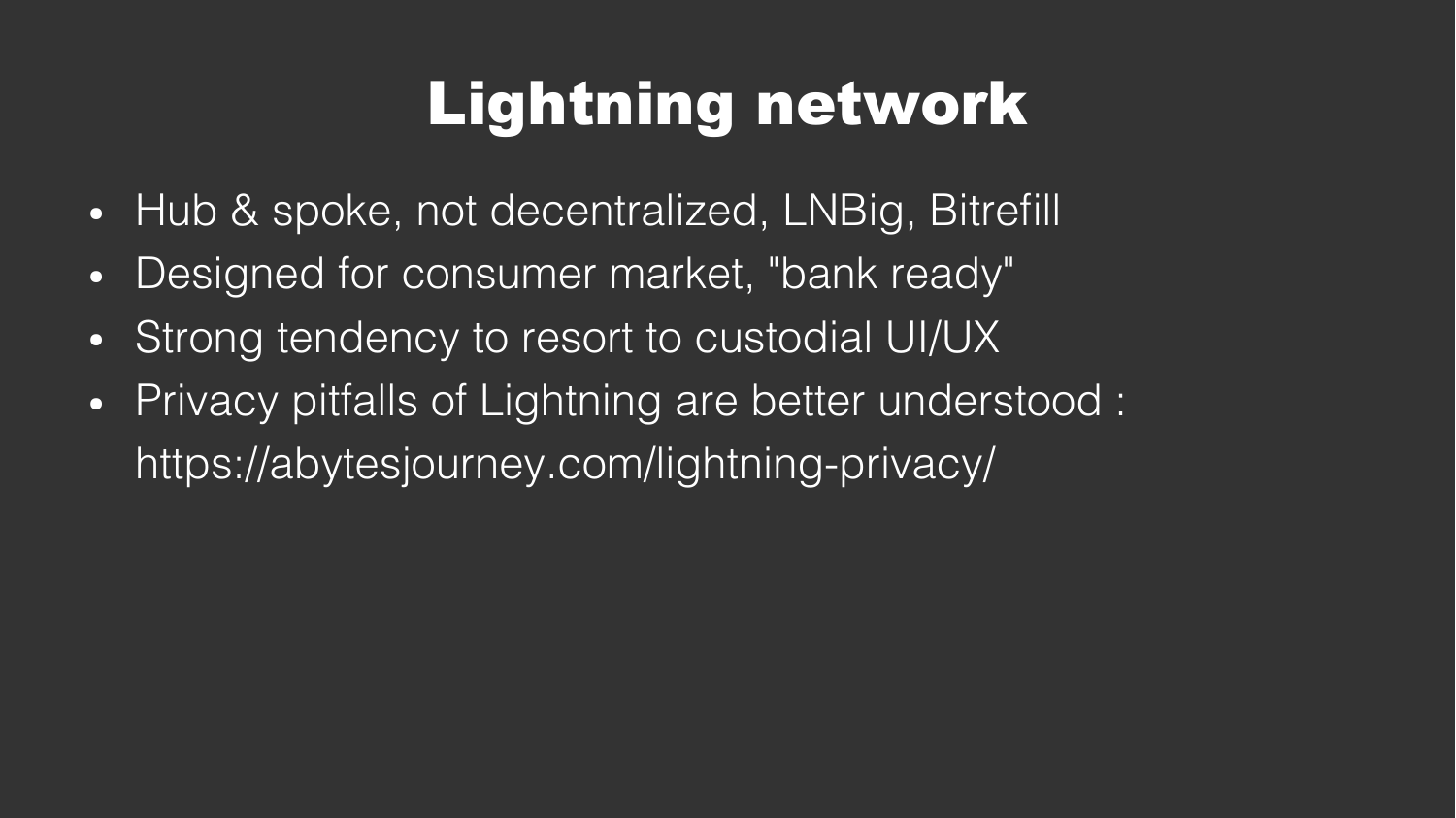# Lightning network

- Hub & spoke, not decentralized, LNBig, Bitrefill
- Designed for consumer market, "bank ready"
- Strong tendency to resort to custodial UI/UX
- Privacy pitfalls of Lightning are better understood : https://abytesjourney.com/lightning-privacy/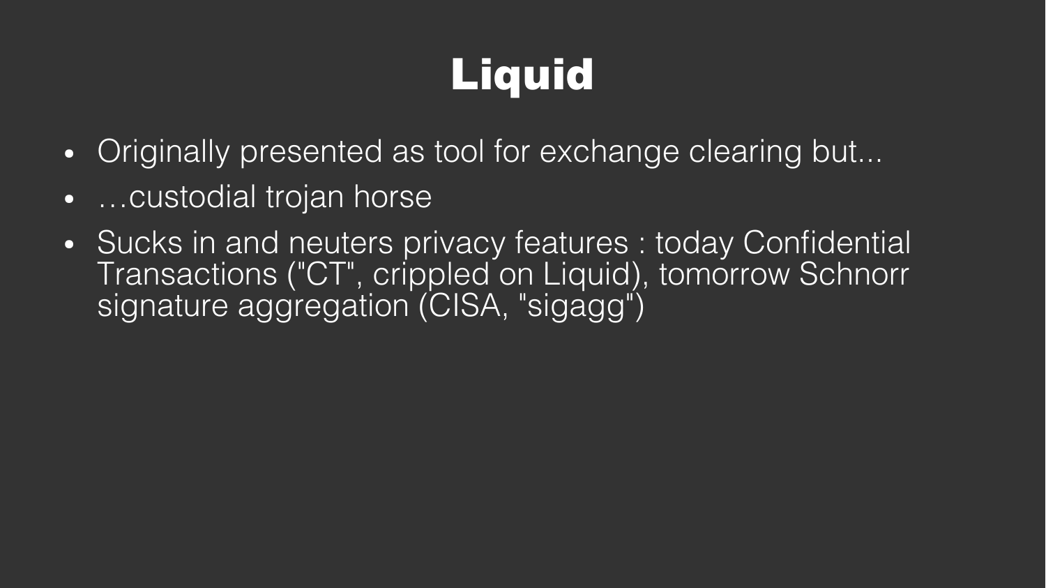# Liquid

- Originally presented as tool for exchange clearing but...
- …custodial trojan horse
- Sucks in and neuters privacy features : today Confidential Transactions ("CT", crippled on Liquid), tomorrow Schnorr signature aggregation (CISA, "sigagg")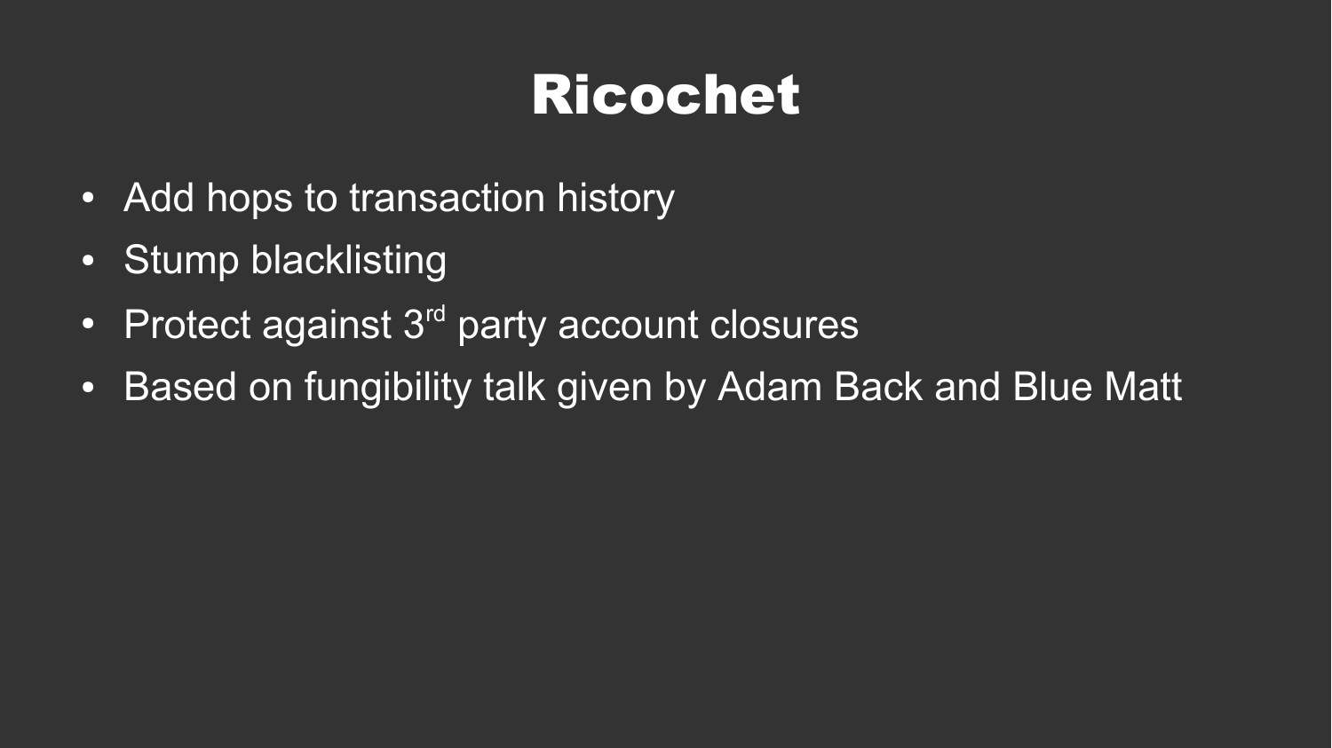# Ricochet

- Add hops to transaction history
- Stump blacklisting
- Protect against 3rd party account closures
- Based on fungibility talk given by Adam Back and Blue Matt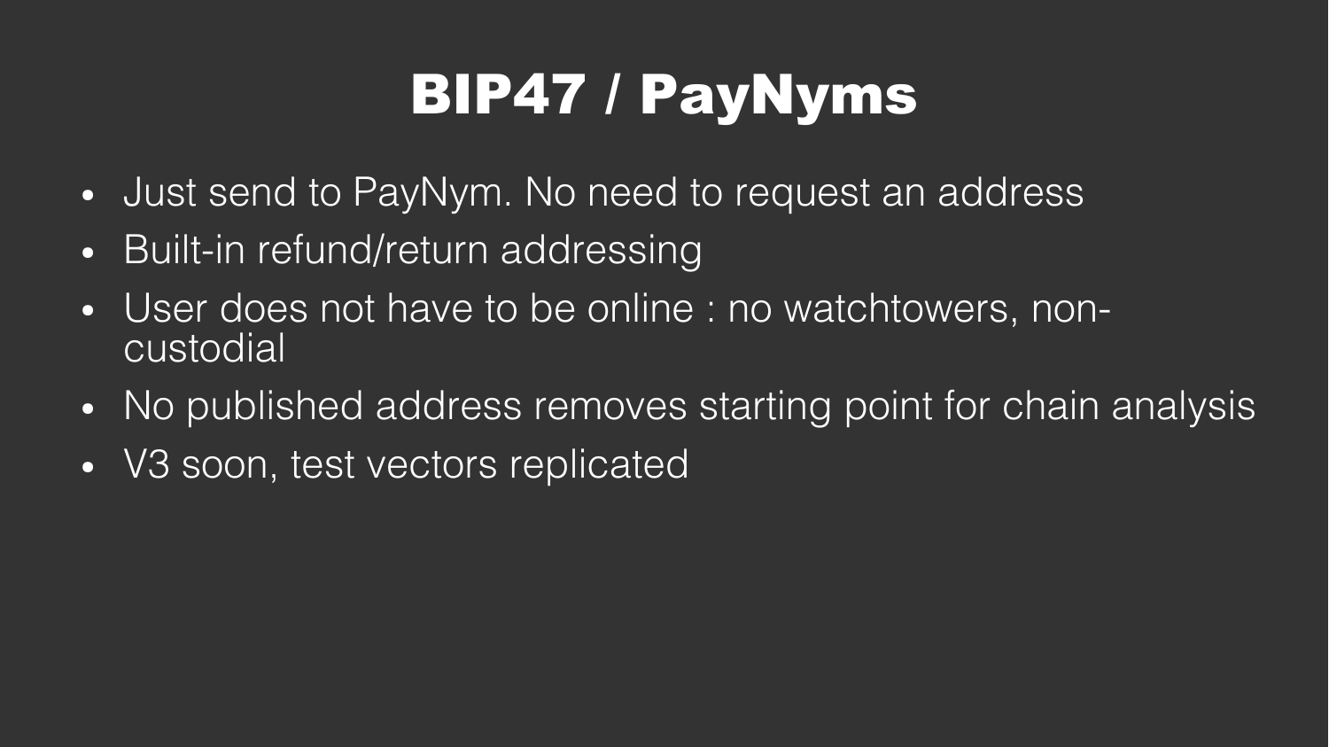# BIP47 / PayNyms

- Just send to PayNym. No need to request an address
- Built-in refund/return addressing
- User does not have to be online : no watchtowers, non-custodial
- No published address removes starting point for chain analysis
- V3 soon, test vectors replicated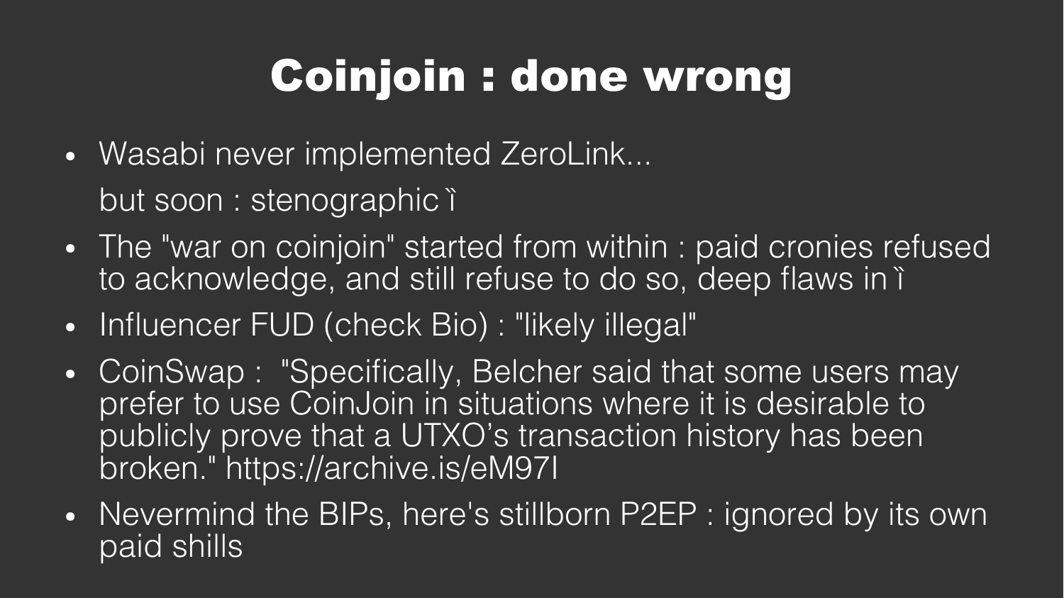# Coinjoin : done wrong

- Wasabi never implemented ZeroLink...

  but soon : stenographic ì
- The "war on coinjoin" started from within : paid cronies refused to acknowledge, and still refuse to do so, deep flaws in ì
- Influencer FUD (check Bio) : "likely illegal"
- CoinSwap : "Specifically, Belcher said that some users may prefer to use CoinJoin in situations where it is desirable to publicly prove that a UTXO's transaction history has been broken." https://archive.is/eM97I
- Nevermind the BIPs, here's stillborn P2EP : ignored by its own paid shills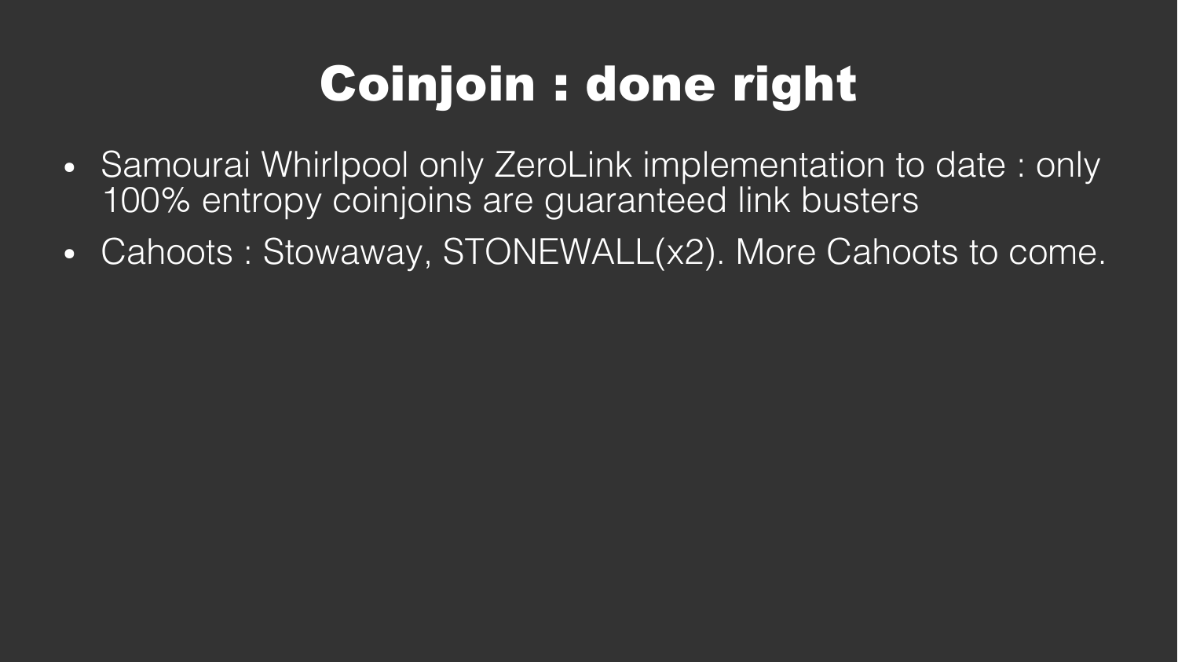# Coinjoin : done right

- Samourai Whirlpool only ZeroLink implementation to date : only 100% entropy coinjoins are guaranteed link busters
- Cahoots : Stowaway, STONEWALL(x2). More Cahoots to come.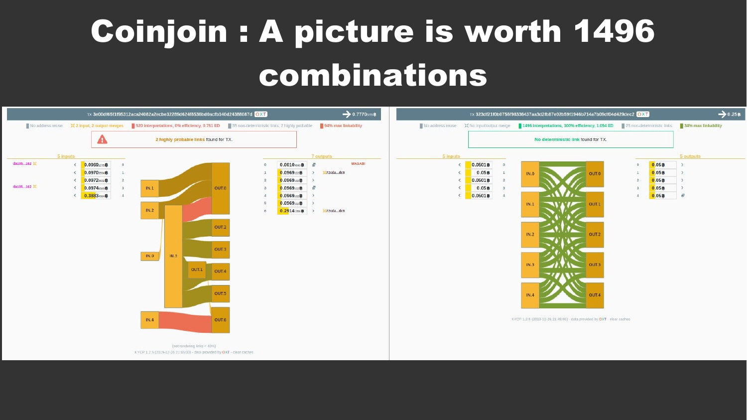# Coinjoin : A picture is worth 1496 combinations

Tx 3e00df65f1f95312aca24082a2ecbe32289d624f8536bd0acfb140d24388087d OXT → 0.7770 ₿

No address reuse | 2 input, 2 output merges | 520 interpretations, 0% efficiency, 0.751 ED | 35 non-deterministic links, 2 highly probable | 94% max linkability

2 highly probable links found for TX.

| 5 inputs | | |
|---|---|---|
| da195...162 | 0.0969 ₿ | 0 |
| | 0.0970 ₿ | 1 |
| | 0.0972 ₿ | 2 |
| da195...162 | 0.0974 ₿ | 3 |
| | 0.3883 ₿ | 4 |

| 7 outputs | | |
|---|---|---|
| 0 | 0.0010 ₿ | WASABI |
| 1 | 0.0969 ₿ | 72cda...dc9 |
| 2 | 0.0969 ₿ | |
| 3 | 0.0969 ₿ | |
| 4 | 0.0969 ₿ | |
| 5 | 0.0969 ₿ | |
| 6 | 0.2914 ₿ | 72cda...dc9 |

(not rendering links < 40%)

KYCP 1.2.5 (2019-12-26 21:45:00) - data provided by OXT - clear caches

Tx 323df21f0b0758f98336437aa3d2fb87e02b59f1946b714a7b09df04d429dec2 OXT → 0.25 ₿

No address reuse | No input/output merge | 1496 interpretations, 100% efficiency, 1.054 ED | 25 non-deterministic links | 34% max linkability

No deterministic link found for TX.

| 5 inputs | |
|---|---|
| 0.0501 ₿ | 0 |
| 0.05 ₿ | 1 |
| 0.0501 ₿ | 2 |
| 0.05 ₿ | 3 |
| 0.0501 ₿ | 4 |

| 5 outputs | |
|---|---|
| 0 | 0.05 ₿ |
| 1 | 0.05 ₿ |
| 2 | 0.05 ₿ |
| 3 | 0.05 ₿ |
| 4 | 0.05 ₿ |

KYCP 1.2.5 (2019-12-26 21:45:00) - data provided by OXT - clear caches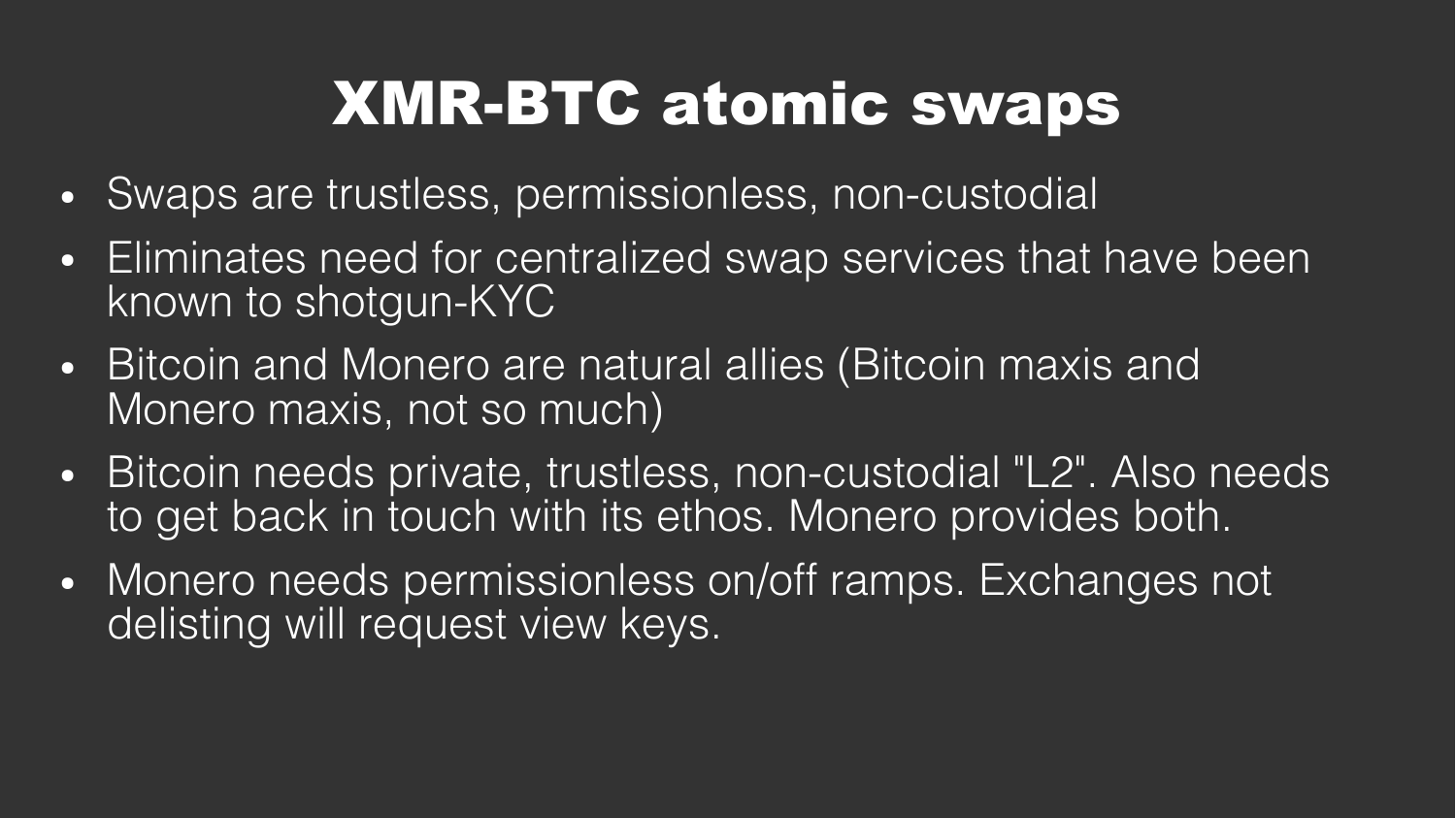# XMR-BTC atomic swaps

- Swaps are trustless, permissionless, non-custodial
- Eliminates need for centralized swap services that have been known to shotgun-KYC
- Bitcoin and Monero are natural allies (Bitcoin maxis and Monero maxis, not so much)
- Bitcoin needs private, trustless, non-custodial "L2". Also needs to get back in touch with its ethos. Monero provides both.
- Monero needs permissionless on/off ramps. Exchanges not delisting will request view keys.